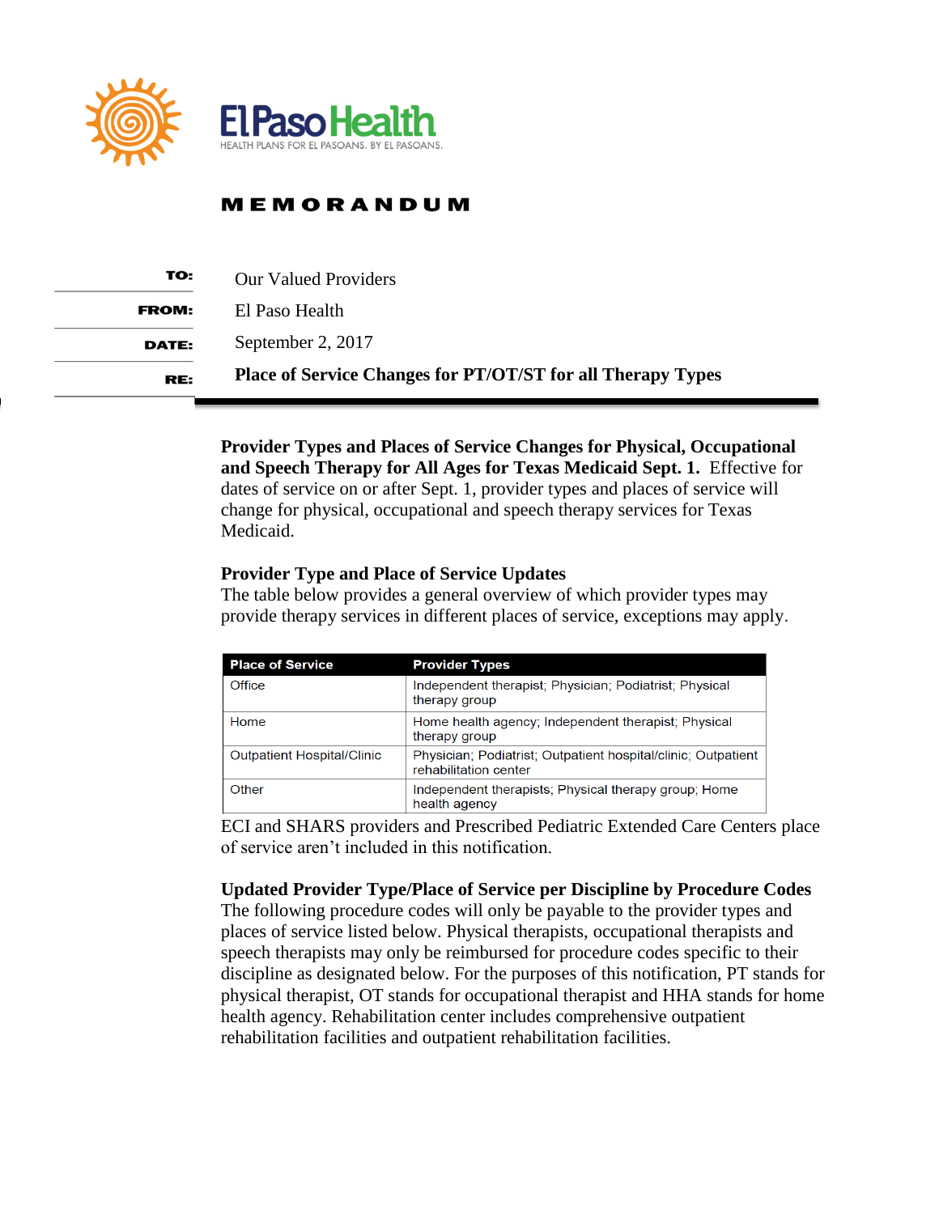El Paso Health

HEALTH PLANS FOR EL PASOANS. BY EL PASOANS.

# MEMORANDUM

| | |
|---|---|
| **TO:** | Our Valued Providers |
| **FROM:** | El Paso Health |
| **DATE:** | September 2, 2017 |
| **RE:** | **Place of Service Changes for PT/OT/ST for all Therapy Types** |

**Provider Types and Places of Service Changes for Physical, Occupational and Speech Therapy for All Ages for Texas Medicaid Sept. 1.** Effective for dates of service on or after Sept. 1, provider types and places of service will change for physical, occupational and speech therapy services for Texas Medicaid.

**Provider Type and Place of Service Updates**

The table below provides a general overview of which provider types may provide therapy services in different places of service, exceptions may apply.

| Place of Service | Provider Types |
|---|---|
| Office | Independent therapist; Physician; Podiatrist; Physical therapy group |
| Home | Home health agency; Independent therapist; Physical therapy group |
| Outpatient Hospital/Clinic | Physician; Podiatrist; Outpatient hospital/clinic; Outpatient rehabilitation center |
| Other | Independent therapists; Physical therapy group; Home health agency |

ECI and SHARS providers and Prescribed Pediatric Extended Care Centers place of service aren't included in this notification.

**Updated Provider Type/Place of Service per Discipline by Procedure Codes**

The following procedure codes will only be payable to the provider types and places of service listed below. Physical therapists, occupational therapists and speech therapists may only be reimbursed for procedure codes specific to their discipline as designated below. For the purposes of this notification, PT stands for physical therapist, OT stands for occupational therapist and HHA stands for home health agency. Rehabilitation center includes comprehensive outpatient rehabilitation facilities and outpatient rehabilitation facilities.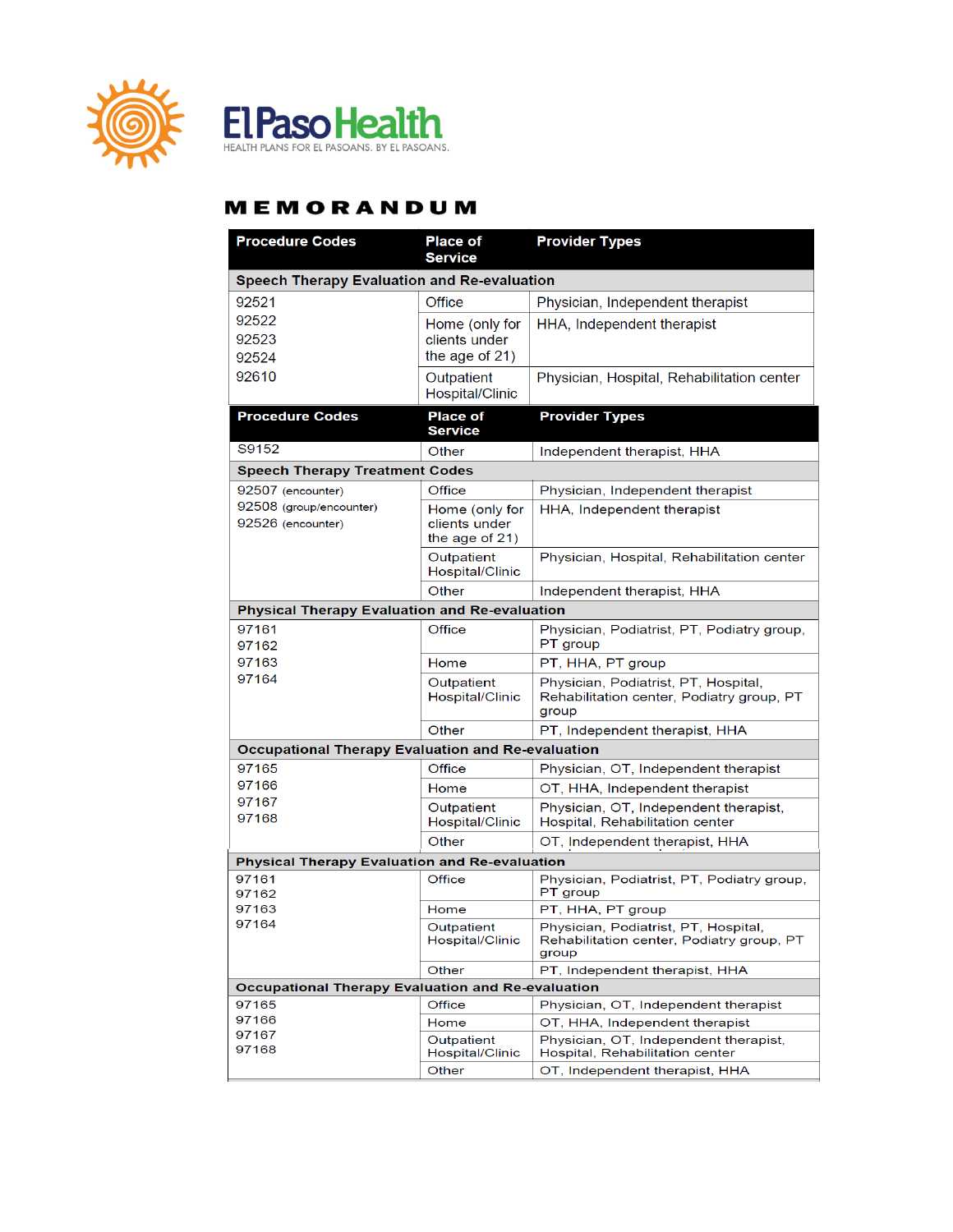# MEMORANDUM

| Procedure Codes | Place of Service | Provider Types |
|---|---|---|
| **Speech Therapy Evaluation and Re-evaluation** | | |
| 92521<br>92522<br>92523<br>92524<br>92610 | Office | Physician, Independent therapist |
| | Home (only for clients under the age of 21) | HHA, Independent therapist |
| | Outpatient Hospital/Clinic | Physician, Hospital, Rehabilitation center |
| S9152 | Other | Independent therapist, HHA |
| **Speech Therapy Treatment Codes** | | |
| 92507 (encounter)<br>92508 (group/encounter)<br>92526 (encounter) | Office | Physician, Independent therapist |
| | Home (only for clients under the age of 21) | HHA, Independent therapist |
| | Outpatient Hospital/Clinic | Physician, Hospital, Rehabilitation center |
| | Other | Independent therapist, HHA |
| **Physical Therapy Evaluation and Re-evaluation** | | |
| 97161<br>97162<br>97163<br>97164 | Office | Physician, Podiatrist, PT, Podiatry group, PT group |
| | Home | PT, HHA, PT group |
| | Outpatient Hospital/Clinic | Physician, Podiatrist, PT, Hospital, Rehabilitation center, Podiatry group, PT group |
| | Other | PT, Independent therapist, HHA |
| **Occupational Therapy Evaluation and Re-evaluation** | | |
| 97165<br>97166<br>97167<br>97168 | Office | Physician, OT, Independent therapist |
| | Home | OT, HHA, Independent therapist |
| | Outpatient Hospital/Clinic | Physician, OT, Independent therapist, Hospital, Rehabilitation center |
| | Other | OT, Independent therapist, HHA |
| **Physical Therapy Evaluation and Re-evaluation** | | |
| 97161<br>97162<br>97163<br>97164 | Office | Physician, Podiatrist, PT, Podiatry group, PT group |
| | Home | PT, HHA, PT group |
| | Outpatient Hospital/Clinic | Physician, Podiatrist, PT, Hospital, Rehabilitation center, Podiatry group, PT group |
| | Other | PT, Independent therapist, HHA |
| **Occupational Therapy Evaluation and Re-evaluation** | | |
| 97165<br>97166<br>97167<br>97168 | Office | Physician, OT, Independent therapist |
| | Home | OT, HHA, Independent therapist |
| | Outpatient Hospital/Clinic | Physician, OT, Independent therapist, Hospital, Rehabilitation center |
| | Other | OT, Independent therapist, HHA |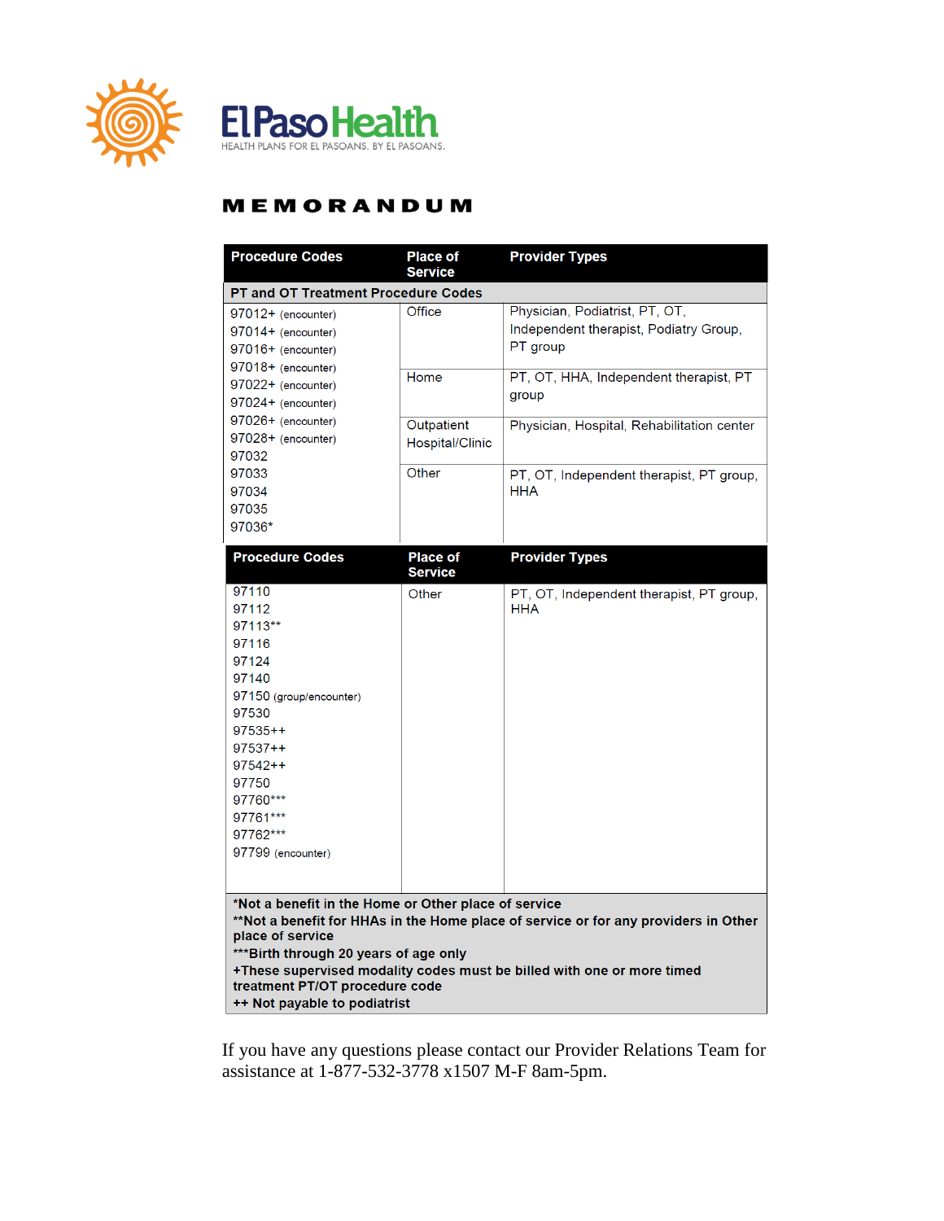El Paso Health
HEALTH PLANS FOR EL PASOANS. BY EL PASOANS.

# MEMORANDUM

| Procedure Codes | Place of Service | Provider Types |
|---|---|---|
| **PT and OT Treatment Procedure Codes** | | |
| 97012+ (encounter)<br>97014+ (encounter)<br>97016+ (encounter)<br>97018+ (encounter)<br>97022+ (encounter)<br>97024+ (encounter)<br>97026+ (encounter)<br>97028+ (encounter)<br>97032<br>97033<br>97034<br>97035<br>97036* | Office | Physician, Podiatrist, PT, OT, Independent therapist, Podiatry Group, PT group |
| | Home | PT, OT, HHA, Independent therapist, PT group |
| | Outpatient Hospital/Clinic | Physician, Hospital, Rehabilitation center |
| | Other | PT, OT, Independent therapist, PT group, HHA |

| Procedure Codes | Place of Service | Provider Types |
|---|---|---|
| 97110<br>97112<br>97113**<br>97116<br>97124<br>97140<br>97150 (group/encounter)<br>97530<br>97535++<br>97537++<br>97542++<br>97750<br>97760***<br>97761***<br>97762***<br>97799 (encounter) | Other | PT, OT, Independent therapist, PT group, HHA |

**\*Not a benefit in the Home or Other place of service**
**\*\*Not a benefit for HHAs in the Home place of service or for any providers in Other place of service**
**\*\*\*Birth through 20 years of age only**
**+These supervised modality codes must be billed with one or more timed treatment PT/OT procedure code**
**++ Not payable to podiatrist**

If you have any questions please contact our Provider Relations Team for assistance at 1-877-532-3778 x1507 M-F 8am-5pm.